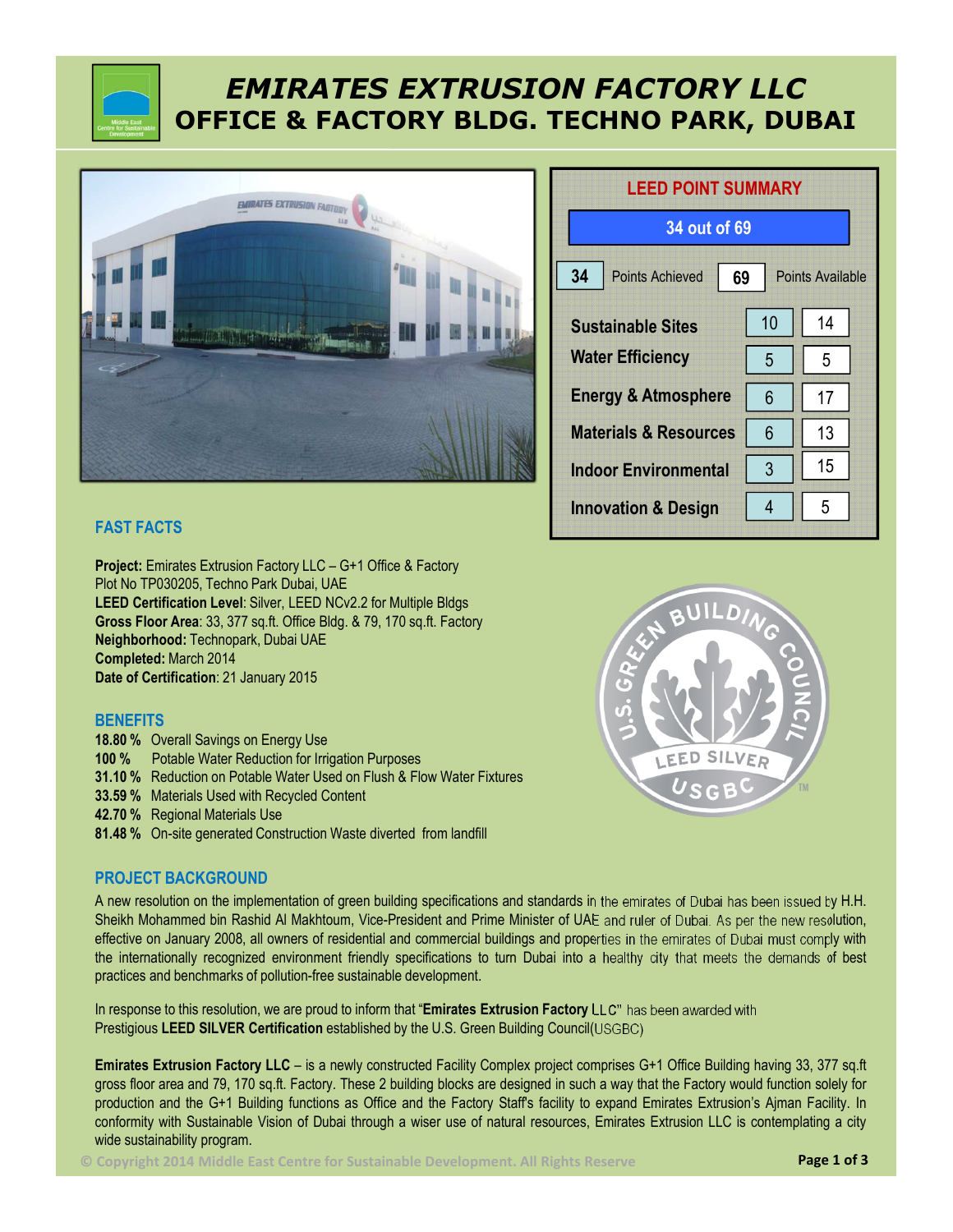# EMIRATES EXTRUSION FACTORY LLC

## OFFICE & FACTORY BLDG. TECHNO PARK, DUBAI

### LEED POINT SUMMARY

**34 out of 69**

| Category | Points Achieved | Points Available |
|---|---|---|
| **Total** | 34 | 69 |
| Sustainable Sites | 10 | 14 |
| Water Efficiency | 5 | 5 |
| Energy & Atmosphere | 6 | 17 |
| Materials & Resources | 6 | 13 |
| Indoor Environmental | 3 | 15 |
| Innovation & Design | 4 | 5 |

### FAST FACTS

**Project:** Emirates Extrusion Factory LLC – G+1 Office & Factory
Plot No TP030205, Techno Park Dubai, UAE
**LEED Certification Level**: Silver, LEED NCv2.2 for Multiple Bldgs
**Gross Floor Area**: 33, 377 sq.ft. Office Bldg. & 79, 170 sq.ft. Factory
**Neighborhood:** Technopark, Dubai UAE
**Completed:** March 2014
**Date of Certification**: 21 January 2015

### BENEFITS

**18.80 %** Overall Savings on Energy Use
**100 %** Potable Water Reduction for Irrigation Purposes
**31.10 %** Reduction on Potable Water Used on Flush & Flow Water Fixtures
**33.59 %** Materials Used with Recycled Content
**42.70 %** Regional Materials Use
**81.48 %** On-site generated Construction Waste diverted from landfill

### PROJECT BACKGROUND

A new resolution on the implementation of green building specifications and standards in the emirates of Dubai has been issued by H.H. Sheikh Mohammed bin Rashid Al Makhtoum, Vice-President and Prime Minister of UAE and ruler of Dubai. As per the new resolution, effective on January 2008, all owners of residential and commercial buildings and properties in the emirates of Dubai must comply with the internationally recognized environment friendly specifications to turn Dubai into a healthy city that meets the demands of best practices and benchmarks of pollution-free sustainable development.

In response to this resolution, we are proud to inform that "**Emirates Extrusion Factory** LLC" has been awarded with Prestigious **LEED SILVER Certification** established by the U.S. Green Building Council(USGBC)

**Emirates Extrusion Factory LLC** – is a newly constructed Facility Complex project comprises G+1 Office Building having 33, 377 sq.ft gross floor area and 79, 170 sq.ft. Factory. These 2 building blocks are designed in such a way that the Factory would function solely for production and the G+1 Building functions as Office and the Factory Staff's facility to expand Emirates Extrusion's Ajman Facility. In conformity with Sustainable Vision of Dubai through a wiser use of natural resources, Emirates Extrusion LLC is contemplating a city wide sustainability program.

© Copyright 2014 Middle East Centre for Sustainable Development. All Rights Reserve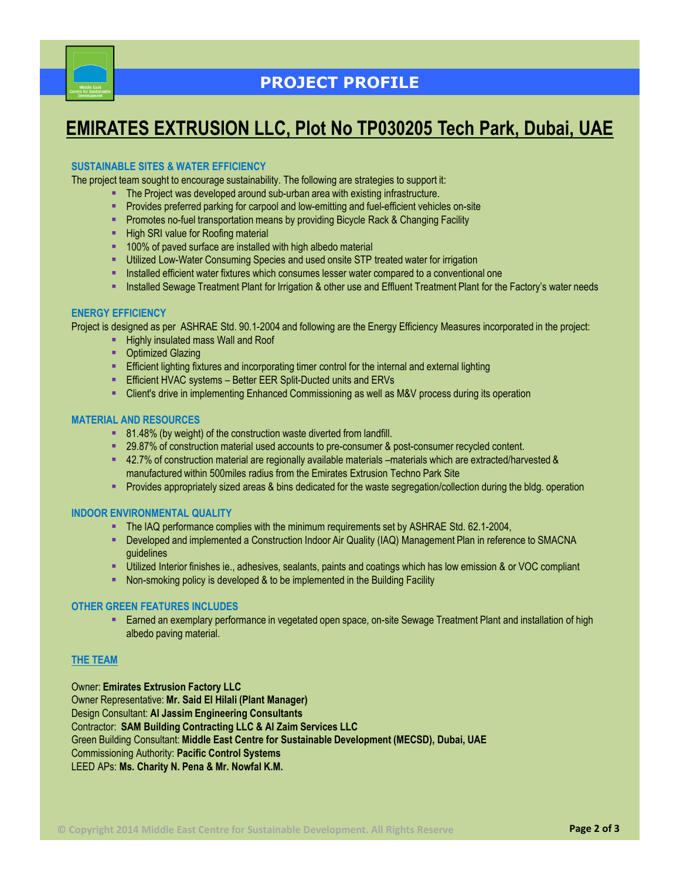## PROJECT PROFILE

# EMIRATES EXTRUSION LLC, Plot No TP030205 Tech Park, Dubai, UAE

### SUSTAINABLE SITES & WATER EFFICIENCY

The project team sought to encourage sustainability. The following are strategies to support it:

- The Project was developed around sub-urban area with existing infrastructure.
- Provides preferred parking for carpool and low-emitting and fuel-efficient vehicles on-site
- Promotes no-fuel transportation means by providing Bicycle Rack & Changing Facility
- High SRI value for Roofing material
- 100% of paved surface are installed with high albedo material
- Utilized Low-Water Consuming Species and used onsite STP treated water for irrigation
- Installed efficient water fixtures which consumes lesser water compared to a conventional one
- Installed Sewage Treatment Plant for Irrigation & other use and Effluent Treatment Plant for the Factory's water needs

### ENERGY EFFICIENCY

Project is designed as per ASHRAE Std. 90.1-2004 and following are the Energy Efficiency Measures incorporated in the project:

- Highly insulated mass Wall and Roof
- Optimized Glazing
- Efficient lighting fixtures and incorporating timer control for the internal and external lighting
- Efficient HVAC systems – Better EER Split-Ducted units and ERVs
- Client's drive in implementing Enhanced Commissioning as well as M&V process during its operation

### MATERIAL AND RESOURCES

- 81.48% (by weight) of the construction waste diverted from landfill.
- 29.87% of construction material used accounts to pre-consumer & post-consumer recycled content.
- 42.7% of construction material are regionally available materials –materials which are extracted/harvested & manufactured within 500miles radius from the Emirates Extrusion Techno Park Site
- Provides appropriately sized areas & bins dedicated for the waste segregation/collection during the bldg. operation

### INDOOR ENVIRONMENTAL QUALITY

- The IAQ performance complies with the minimum requirements set by ASHRAE Std. 62.1-2004,
- Developed and implemented a Construction Indoor Air Quality (IAQ) Management Plan in reference to SMACNA guidelines
- Utilized Interior finishes ie., adhesives, sealants, paints and coatings which has low emission & or VOC compliant
- Non-smoking policy is developed & to be implemented in the Building Facility

### OTHER GREEN FEATURES INCLUDES

- Earned an exemplary performance in vegetated open space, on-site Sewage Treatment Plant and installation of high albedo paving material.

### THE TEAM

Owner: **Emirates Extrusion Factory LLC**
Owner Representative: **Mr. Said El Hilali (Plant Manager)**
Design Consultant: **Al Jassim Engineering Consultants**
Contractor: **SAM Building Contracting LLC & Al Zaim Services LLC**
Green Building Consultant: **Middle East Centre for Sustainable Development (MECSD), Dubai, UAE**
Commissioning Authority: **Pacific Control Systems**
LEED APs: **Ms. Charity N. Pena & Mr. Nowfal K.M.**

© Copyright 2014 Middle East Centre for Sustainable Development. All Rights Reserve